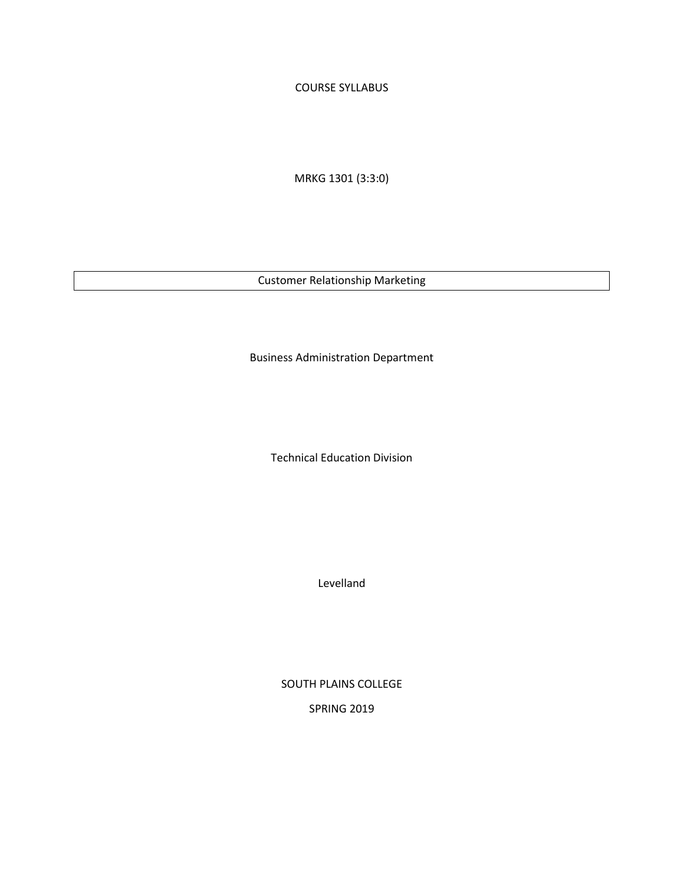# COURSE SYLLABUS

MRKG 1301 (3:3:0)

| Customer Relationship Marketing |
|---|

Business Administration Department

Technical Education Division

Levelland

SOUTH PLAINS COLLEGE

SPRING 2019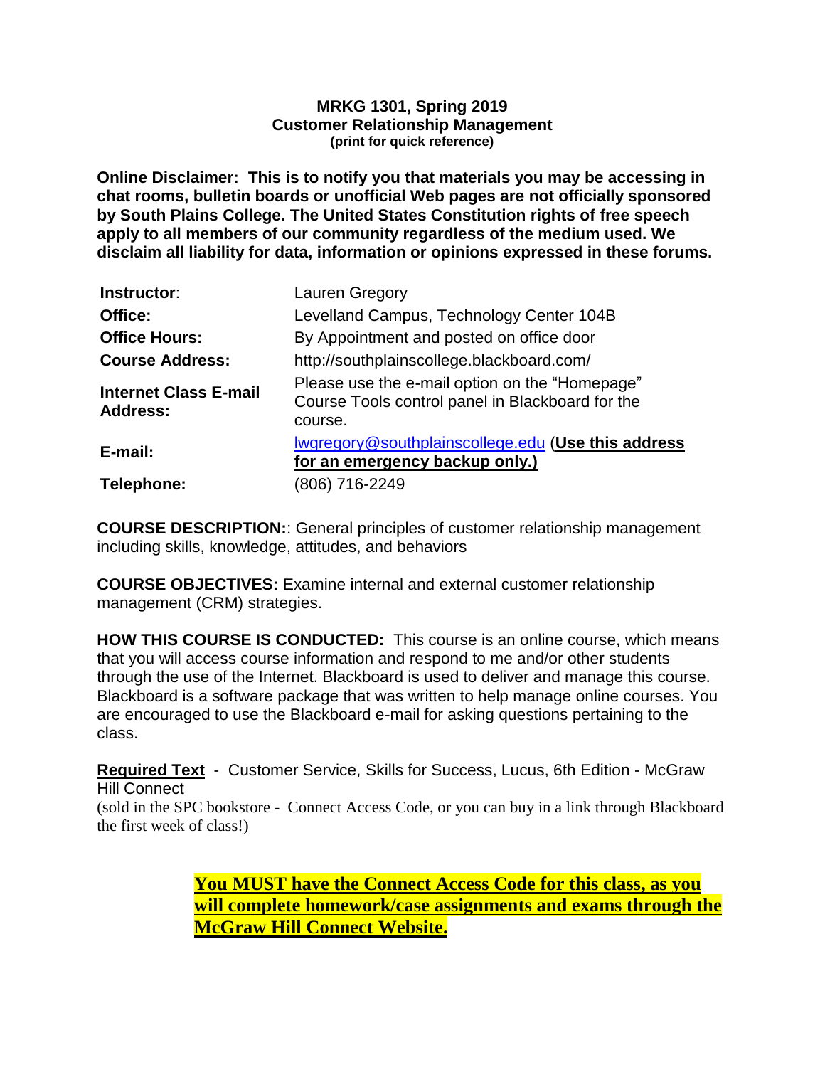**MRKG 1301, Spring 2019**
**Customer Relationship Management**
**(print for quick reference)**

**Online Disclaimer: This is to notify you that materials you may be accessing in chat rooms, bulletin boards or unofficial Web pages are not officially sponsored by South Plains College. The United States Constitution rights of free speech apply to all members of our community regardless of the medium used. We disclaim all liability for data, information or opinions expressed in these forums.**

| | |
|---|---|
| **Instructor**: | Lauren Gregory |
| **Office:** | Levelland Campus, Technology Center 104B |
| **Office Hours:** | By Appointment and posted on office door |
| **Course Address:** | http://southplainscollege.blackboard.com/ |
| **Internet Class E-mail Address:** | Please use the e-mail option on the "Homepage" Course Tools control panel in Blackboard for the course. |
| **E-mail:** | lwgregory@southplainscollege.edu (**Use this address for an emergency backup only.)** |
| **Telephone:** | (806) 716-2249 |

**COURSE DESCRIPTION:**: General principles of customer relationship management including skills, knowledge, attitudes, and behaviors

**COURSE OBJECTIVES:** Examine internal and external customer relationship management (CRM) strategies.

**HOW THIS COURSE IS CONDUCTED:** This course is an online course, which means that you will access course information and respond to me and/or other students through the use of the Internet. Blackboard is used to deliver and manage this course. Blackboard is a software package that was written to help manage online courses. You are encouraged to use the Blackboard e-mail for asking questions pertaining to the class.

**Required Text** - Customer Service, Skills for Success, Lucus, 6th Edition - McGraw Hill Connect
(sold in the SPC bookstore - Connect Access Code, or you can buy in a link through Blackboard the first week of class!)

**You MUST have the Connect Access Code for this class, as you will complete homework/case assignments and exams through the McGraw Hill Connect Website.**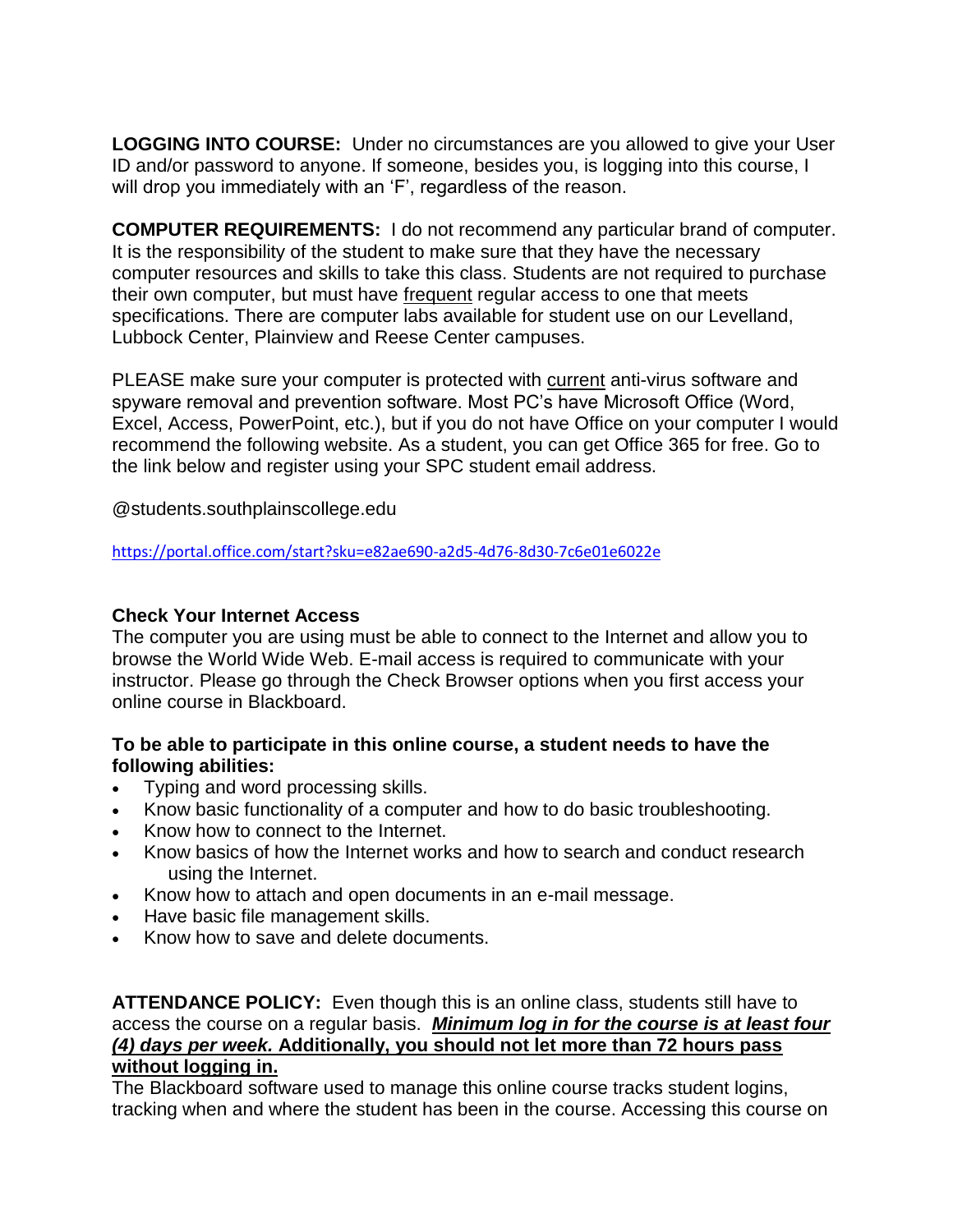**LOGGING INTO COURSE:** Under no circumstances are you allowed to give your User ID and/or password to anyone. If someone, besides you, is logging into this course, I will drop you immediately with an 'F', regardless of the reason.

**COMPUTER REQUIREMENTS:** I do not recommend any particular brand of computer. It is the responsibility of the student to make sure that they have the necessary computer resources and skills to take this class. Students are not required to purchase their own computer, but must have frequent regular access to one that meets specifications. There are computer labs available for student use on our Levelland, Lubbock Center, Plainview and Reese Center campuses.

PLEASE make sure your computer is protected with current anti-virus software and spyware removal and prevention software. Most PC's have Microsoft Office (Word, Excel, Access, PowerPoint, etc.), but if you do not have Office on your computer I would recommend the following website. As a student, you can get Office 365 for free. Go to the link below and register using your SPC student email address.

@students.southplainscollege.edu

https://portal.office.com/start?sku=e82ae690-a2d5-4d76-8d30-7c6e01e6022e

**Check Your Internet Access**

The computer you are using must be able to connect to the Internet and allow you to browse the World Wide Web. E-mail access is required to communicate with your instructor. Please go through the Check Browser options when you first access your online course in Blackboard.

**To be able to participate in this online course, a student needs to have the following abilities:**

- Typing and word processing skills.
- Know basic functionality of a computer and how to do basic troubleshooting.
- Know how to connect to the Internet.
- Know basics of how the Internet works and how to search and conduct research using the Internet.
- Know how to attach and open documents in an e-mail message.
- Have basic file management skills.
- Know how to save and delete documents.

**ATTENDANCE POLICY:** Even though this is an online class, students still have to access the course on a regular basis. ***Minimum log in for the course is at least four (4) days per week.*** **Additionally, you should not let more than 72 hours pass without logging in.**

The Blackboard software used to manage this online course tracks student logins, tracking when and where the student has been in the course. Accessing this course on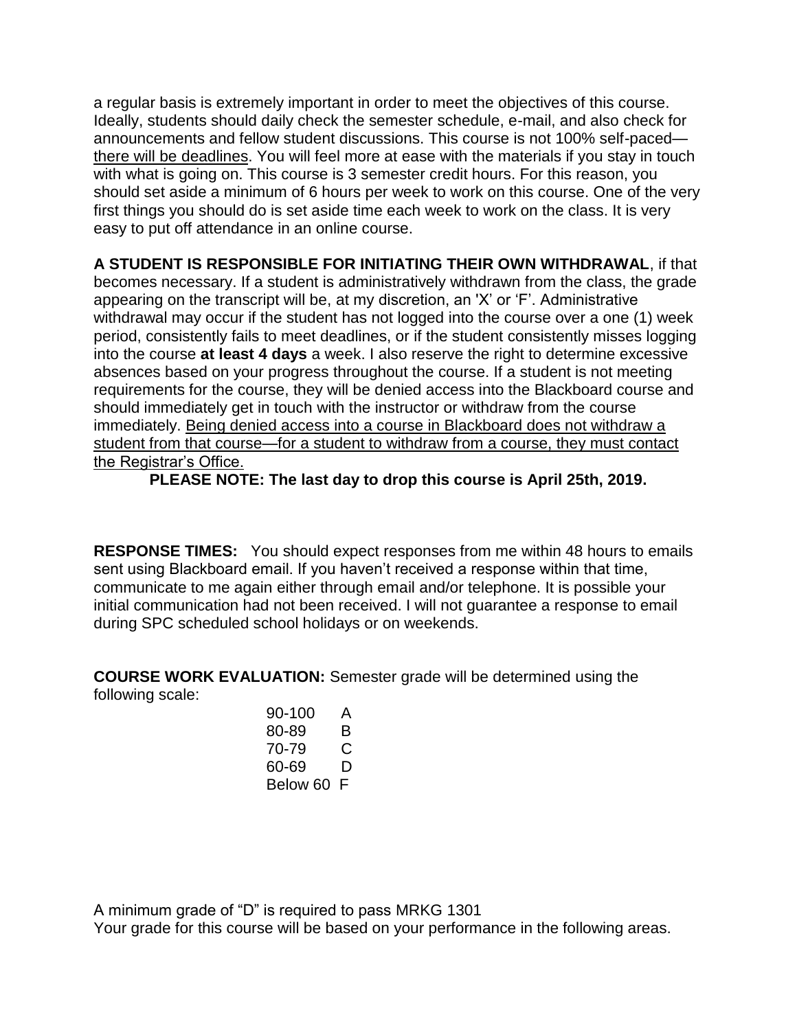a regular basis is extremely important in order to meet the objectives of this course. Ideally, students should daily check the semester schedule, e-mail, and also check for announcements and fellow student discussions. This course is not 100% self-paced—there will be deadlines. You will feel more at ease with the materials if you stay in touch with what is going on. This course is 3 semester credit hours. For this reason, you should set aside a minimum of 6 hours per week to work on this course. One of the very first things you should do is set aside time each week to work on the class. It is very easy to put off attendance in an online course.

**A STUDENT IS RESPONSIBLE FOR INITIATING THEIR OWN WITHDRAWAL**, if that becomes necessary. If a student is administratively withdrawn from the class, the grade appearing on the transcript will be, at my discretion, an 'X' or 'F'. Administrative withdrawal may occur if the student has not logged into the course over a one (1) week period, consistently fails to meet deadlines, or if the student consistently misses logging into the course **at least 4 days** a week. I also reserve the right to determine excessive absences based on your progress throughout the course. If a student is not meeting requirements for the course, they will be denied access into the Blackboard course and should immediately get in touch with the instructor or withdraw from the course immediately. Being denied access into a course in Blackboard does not withdraw a student from that course—for a student to withdraw from a course, they must contact the Registrar's Office.

**PLEASE NOTE: The last day to drop this course is April 25th, 2019.**

**RESPONSE TIMES:** You should expect responses from me within 48 hours to emails sent using Blackboard email. If you haven't received a response within that time, communicate to me again either through email and/or telephone. It is possible your initial communication had not been received. I will not guarantee a response to email during SPC scheduled school holidays or on weekends.

**COURSE WORK EVALUATION:** Semester grade will be determined using the following scale:

| | |
|---|---|
| 90-100 | A |
| 80-89 | B |
| 70-79 | C |
| 60-69 | D |
| Below 60 | F |

A minimum grade of "D" is required to pass MRKG 1301

Your grade for this course will be based on your performance in the following areas.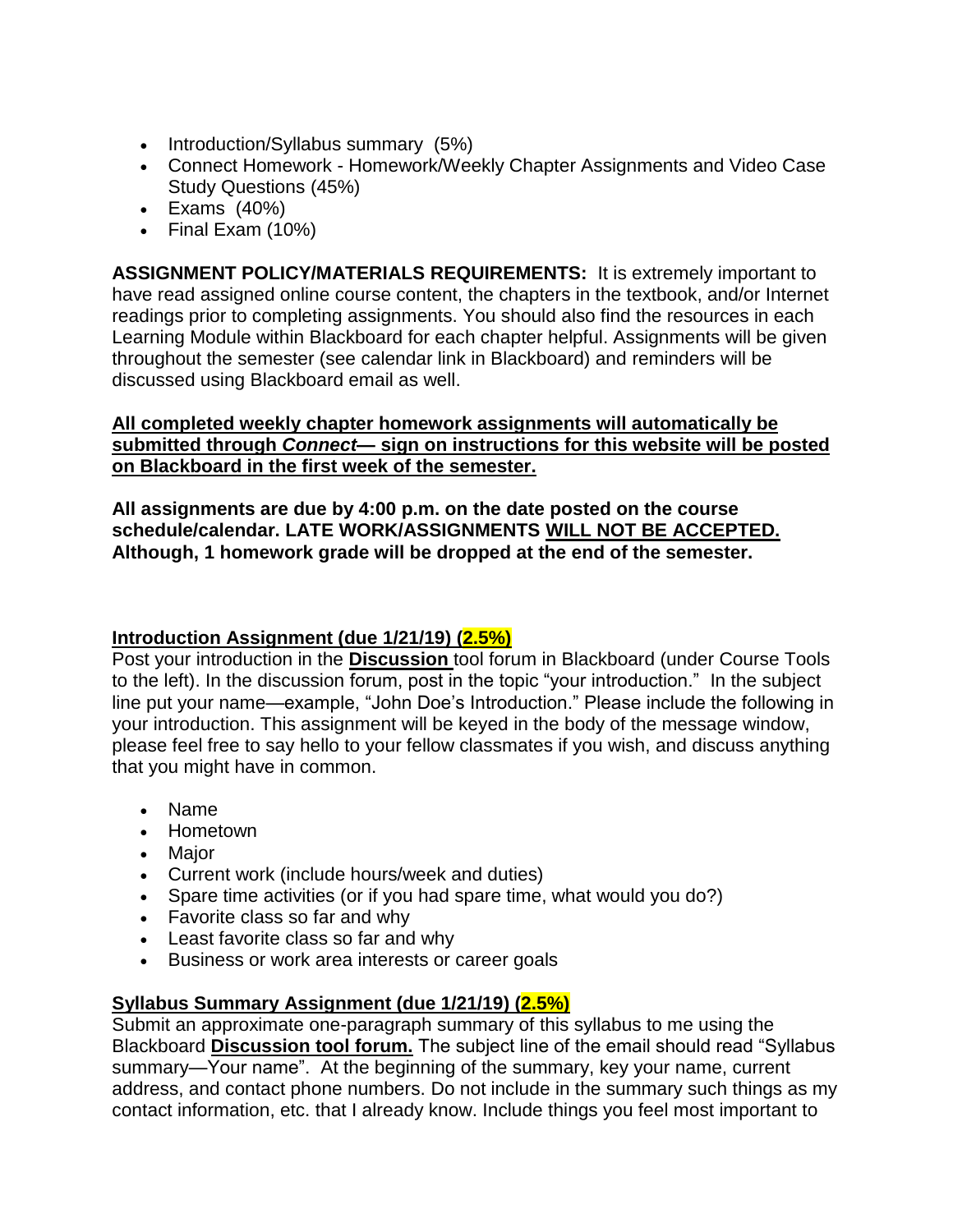- Introduction/Syllabus summary (5%)
- Connect Homework - Homework/Weekly Chapter Assignments and Video Case Study Questions (45%)
- Exams (40%)
- Final Exam (10%)

**ASSIGNMENT POLICY/MATERIALS REQUIREMENTS:** It is extremely important to have read assigned online course content, the chapters in the textbook, and/or Internet readings prior to completing assignments. You should also find the resources in each Learning Module within Blackboard for each chapter helpful. Assignments will be given throughout the semester (see calendar link in Blackboard) and reminders will be discussed using Blackboard email as well.

<u>**All completed weekly chapter homework assignments will automatically be submitted through *Connect*— sign on instructions for this website will be posted on Blackboard in the first week of the semester.**</u>

**All assignments are due by 4:00 p.m. on the date posted on the course schedule/calendar. LATE WORK/ASSIGNMENTS <u>WILL NOT BE ACCEPTED.</u> Although, 1 homework grade will be dropped at the end of the semester.**

<u>**Introduction Assignment (due 1/21/19) (2.5%)**</u>

Post your introduction in the <u>**Discussion**</u> tool forum in Blackboard (under Course Tools to the left). In the discussion forum, post in the topic "your introduction." In the subject line put your name—example, "John Doe's Introduction." Please include the following in your introduction. This assignment will be keyed in the body of the message window, please feel free to say hello to your fellow classmates if you wish, and discuss anything that you might have in common.

- Name
- Hometown
- Major
- Current work (include hours/week and duties)
- Spare time activities (or if you had spare time, what would you do?)
- Favorite class so far and why
- Least favorite class so far and why
- Business or work area interests or career goals

<u>**Syllabus Summary Assignment (due 1/21/19) (2.5%)**</u>

Submit an approximate one-paragraph summary of this syllabus to me using the Blackboard <u>**Discussion tool forum.**</u> The subject line of the email should read "Syllabus summary—Your name". At the beginning of the summary, key your name, current address, and contact phone numbers. Do not include in the summary such things as my contact information, etc. that I already know. Include things you feel most important to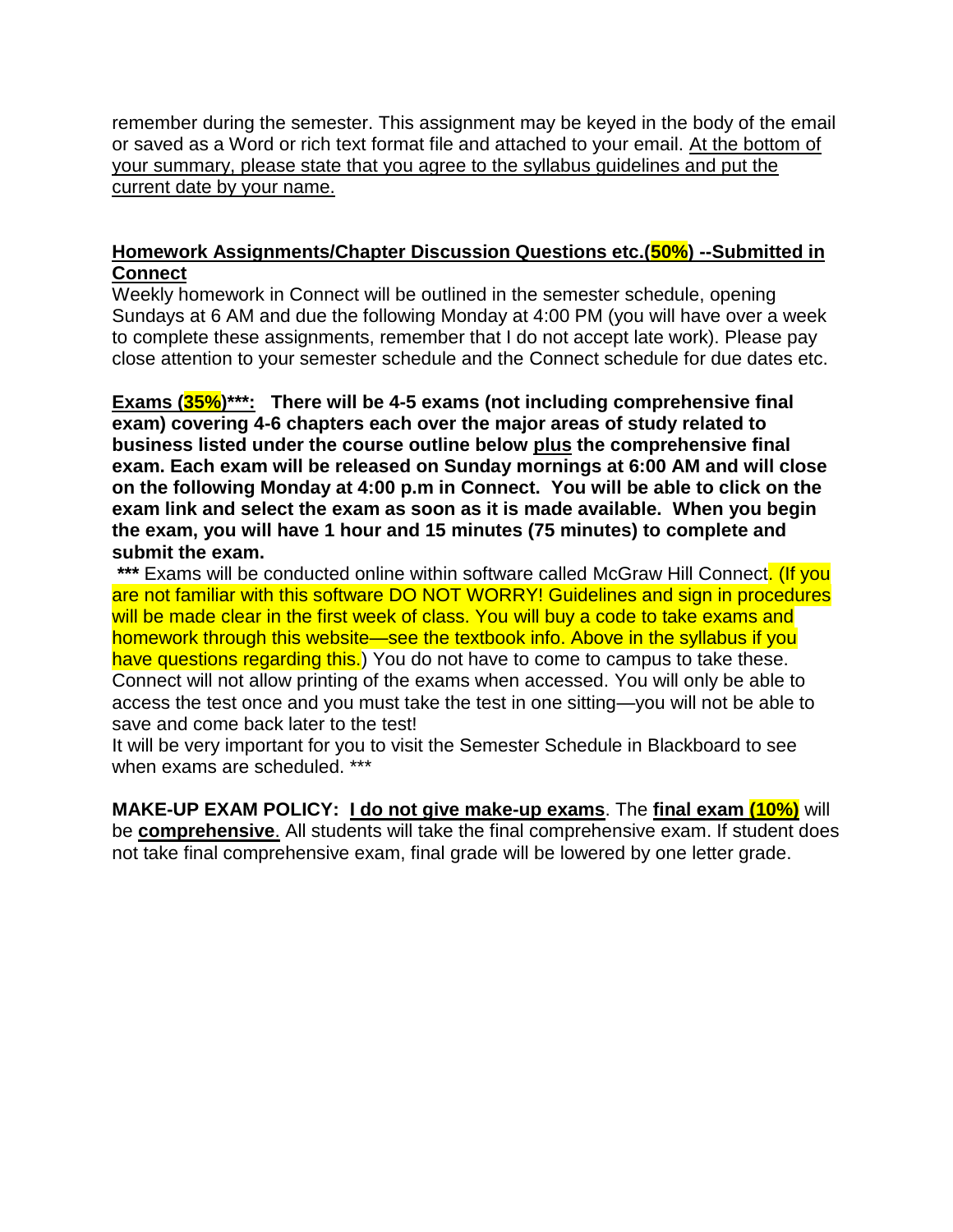remember during the semester. This assignment may be keyed in the body of the email or saved as a Word or rich text format file and attached to your email. At the bottom of your summary, please state that you agree to the syllabus guidelines and put the current date by your name.

**Homework Assignments/Chapter Discussion Questions etc.(50%) --Submitted in Connect**

Weekly homework in Connect will be outlined in the semester schedule, opening Sundays at 6 AM and due the following Monday at 4:00 PM (you will have over a week to complete these assignments, remember that I do not accept late work). Please pay close attention to your semester schedule and the Connect schedule for due dates etc.

**Exams (35%)\*\*\*: There will be 4-5 exams (not including comprehensive final exam) covering 4-6 chapters each over the major areas of study related to business listed under the course outline below plus the comprehensive final exam. Each exam will be released on Sunday mornings at 6:00 AM and will close on the following Monday at 4:00 p.m in Connect. You will be able to click on the exam link and select the exam as soon as it is made available. When you begin the exam, you will have 1 hour and 15 minutes (75 minutes) to complete and submit the exam.**

**\*\*\*** Exams will be conducted online within software called McGraw Hill Connect. (If you are not familiar with this software DO NOT WORRY! Guidelines and sign in procedures will be made clear in the first week of class. You will buy a code to take exams and homework through this website—see the textbook info. Above in the syllabus if you have questions regarding this.) You do not have to come to campus to take these. Connect will not allow printing of the exams when accessed. You will only be able to access the test once and you must take the test in one sitting—you will not be able to save and come back later to the test!

It will be very important for you to visit the Semester Schedule in Blackboard to see when exams are scheduled. \*\*\*

**MAKE-UP EXAM POLICY: I do not give make-up exams**. The **final exam (10%)** will be **comprehensive**. All students will take the final comprehensive exam. If student does not take final comprehensive exam, final grade will be lowered by one letter grade.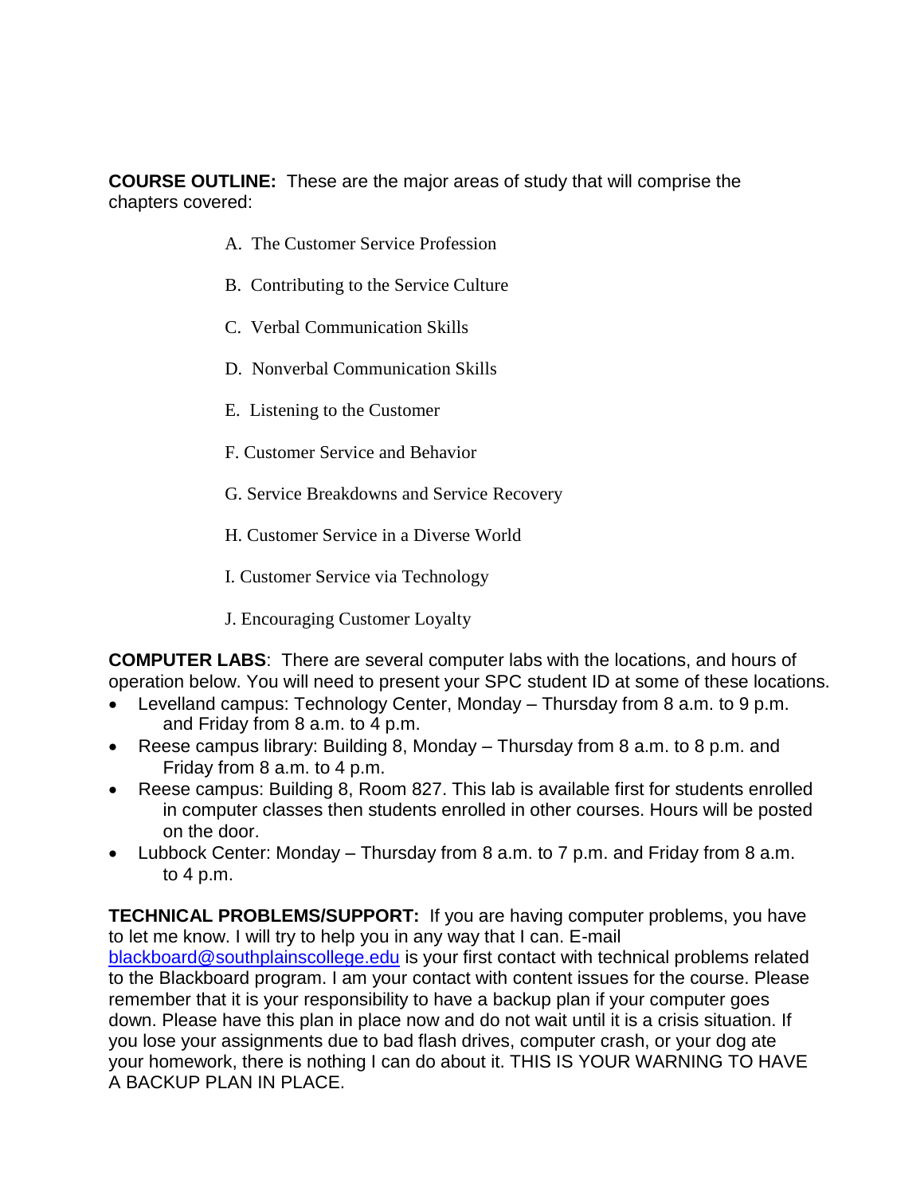**COURSE OUTLINE:** These are the major areas of study that will comprise the chapters covered:

A. The Customer Service Profession

B. Contributing to the Service Culture

C. Verbal Communication Skills

D. Nonverbal Communication Skills

E. Listening to the Customer

F. Customer Service and Behavior

G. Service Breakdowns and Service Recovery

H. Customer Service in a Diverse World

I. Customer Service via Technology

J. Encouraging Customer Loyalty

**COMPUTER LABS**: There are several computer labs with the locations, and hours of operation below. You will need to present your SPC student ID at some of these locations.

- Levelland campus: Technology Center, Monday – Thursday from 8 a.m. to 9 p.m. and Friday from 8 a.m. to 4 p.m.
- Reese campus library: Building 8, Monday – Thursday from 8 a.m. to 8 p.m. and Friday from 8 a.m. to 4 p.m.
- Reese campus: Building 8, Room 827. This lab is available first for students enrolled in computer classes then students enrolled in other courses. Hours will be posted on the door.
- Lubbock Center: Monday – Thursday from 8 a.m. to 7 p.m. and Friday from 8 a.m. to 4 p.m.

**TECHNICAL PROBLEMS/SUPPORT:** If you are having computer problems, you have to let me know. I will try to help you in any way that I can. E-mail blackboard@southplainscollege.edu is your first contact with technical problems related to the Blackboard program. I am your contact with content issues for the course. Please remember that it is your responsibility to have a backup plan if your computer goes down. Please have this plan in place now and do not wait until it is a crisis situation. If you lose your assignments due to bad flash drives, computer crash, or your dog ate your homework, there is nothing I can do about it. THIS IS YOUR WARNING TO HAVE A BACKUP PLAN IN PLACE.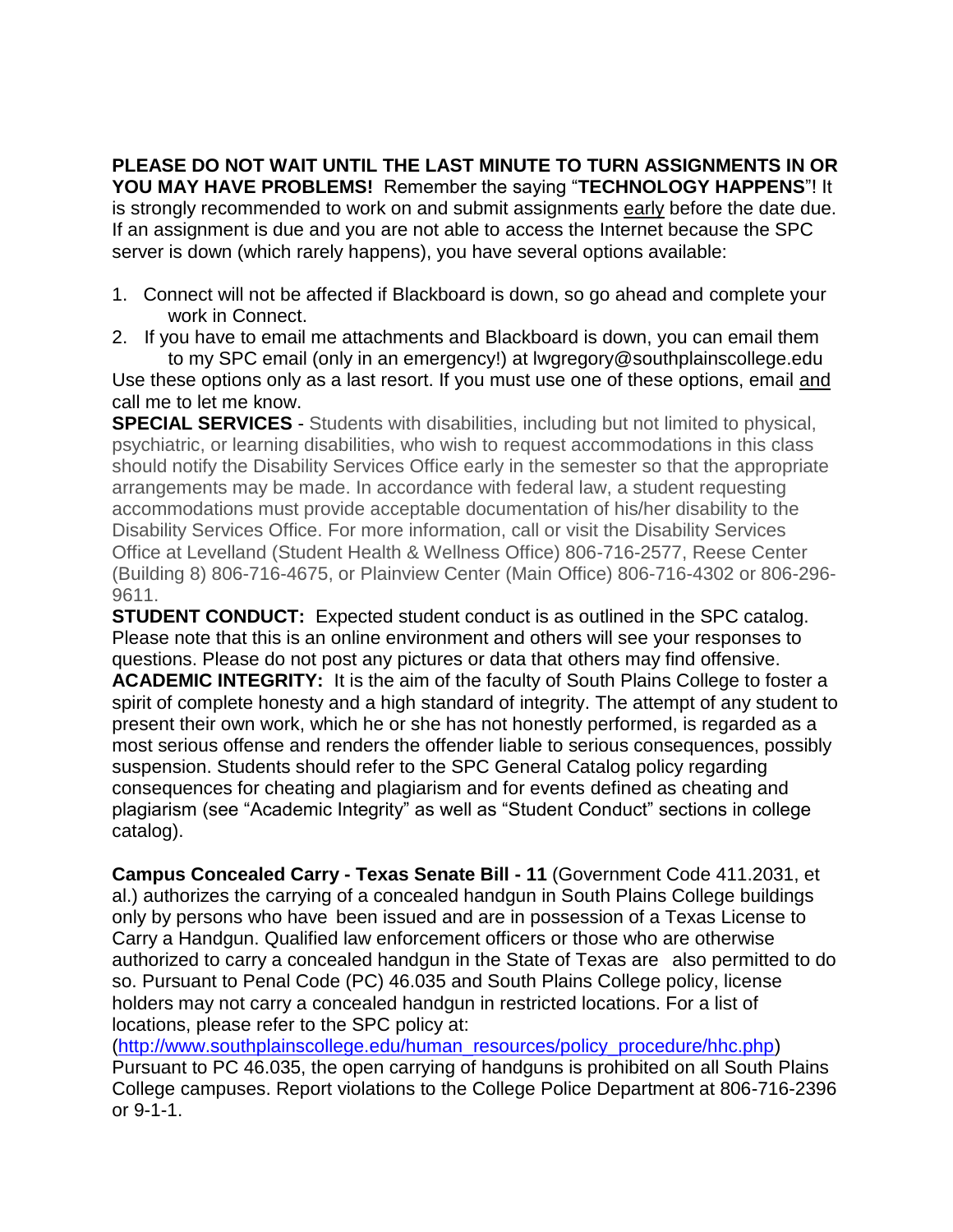**PLEASE DO NOT WAIT UNTIL THE LAST MINUTE TO TURN ASSIGNMENTS IN OR YOU MAY HAVE PROBLEMS!** Remember the saying "**TECHNOLOGY HAPPENS**"! It is strongly recommended to work on and submit assignments early before the date due. If an assignment is due and you are not able to access the Internet because the SPC server is down (which rarely happens), you have several options available:

1. Connect will not be affected if Blackboard is down, so go ahead and complete your work in Connect.
2. If you have to email me attachments and Blackboard is down, you can email them to my SPC email (only in an emergency!) at lwgregory@southplainscollege.edu

Use these options only as a last resort. If you must use one of these options, email and call me to let me know.

**SPECIAL SERVICES** - Students with disabilities, including but not limited to physical, psychiatric, or learning disabilities, who wish to request accommodations in this class should notify the Disability Services Office early in the semester so that the appropriate arrangements may be made. In accordance with federal law, a student requesting accommodations must provide acceptable documentation of his/her disability to the Disability Services Office. For more information, call or visit the Disability Services Office at Levelland (Student Health & Wellness Office) 806-716-2577, Reese Center (Building 8) 806-716-4675, or Plainview Center (Main Office) 806-716-4302 or 806-296-9611.

**STUDENT CONDUCT:** Expected student conduct is as outlined in the SPC catalog. Please note that this is an online environment and others will see your responses to questions. Please do not post any pictures or data that others may find offensive.

**ACADEMIC INTEGRITY:** It is the aim of the faculty of South Plains College to foster a spirit of complete honesty and a high standard of integrity. The attempt of any student to present their own work, which he or she has not honestly performed, is regarded as a most serious offense and renders the offender liable to serious consequences, possibly suspension. Students should refer to the SPC General Catalog policy regarding consequences for cheating and plagiarism and for events defined as cheating and plagiarism (see "Academic Integrity" as well as "Student Conduct" sections in college catalog).

**Campus Concealed Carry - Texas Senate Bill - 11** (Government Code 411.2031, et al.) authorizes the carrying of a concealed handgun in South Plains College buildings only by persons who have been issued and are in possession of a Texas License to Carry a Handgun. Qualified law enforcement officers or those who are otherwise authorized to carry a concealed handgun in the State of Texas are also permitted to do so. Pursuant to Penal Code (PC) 46.035 and South Plains College policy, license holders may not carry a concealed handgun in restricted locations. For a list of locations, please refer to the SPC policy at: (http://www.southplainscollege.edu/human_resources/policy_procedure/hhc.php) Pursuant to PC 46.035, the open carrying of handguns is prohibited on all South Plains College campuses. Report violations to the College Police Department at 806-716-2396 or 9-1-1.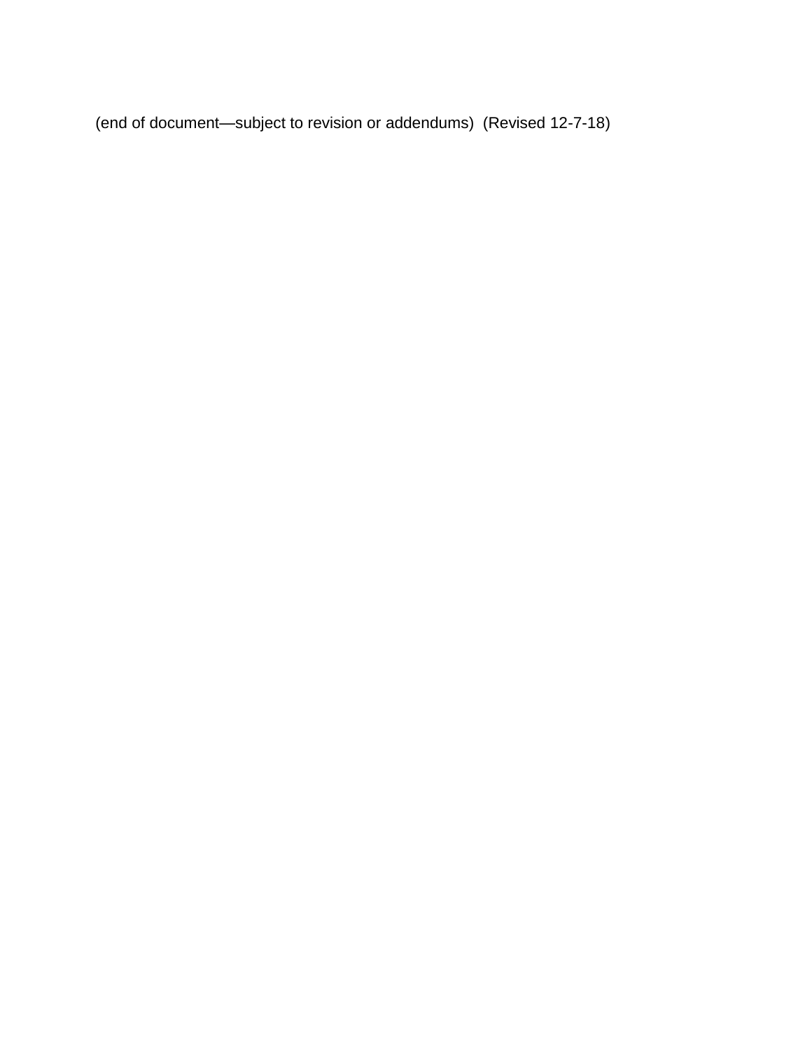(end of document—subject to revision or addendums) (Revised 12-7-18)